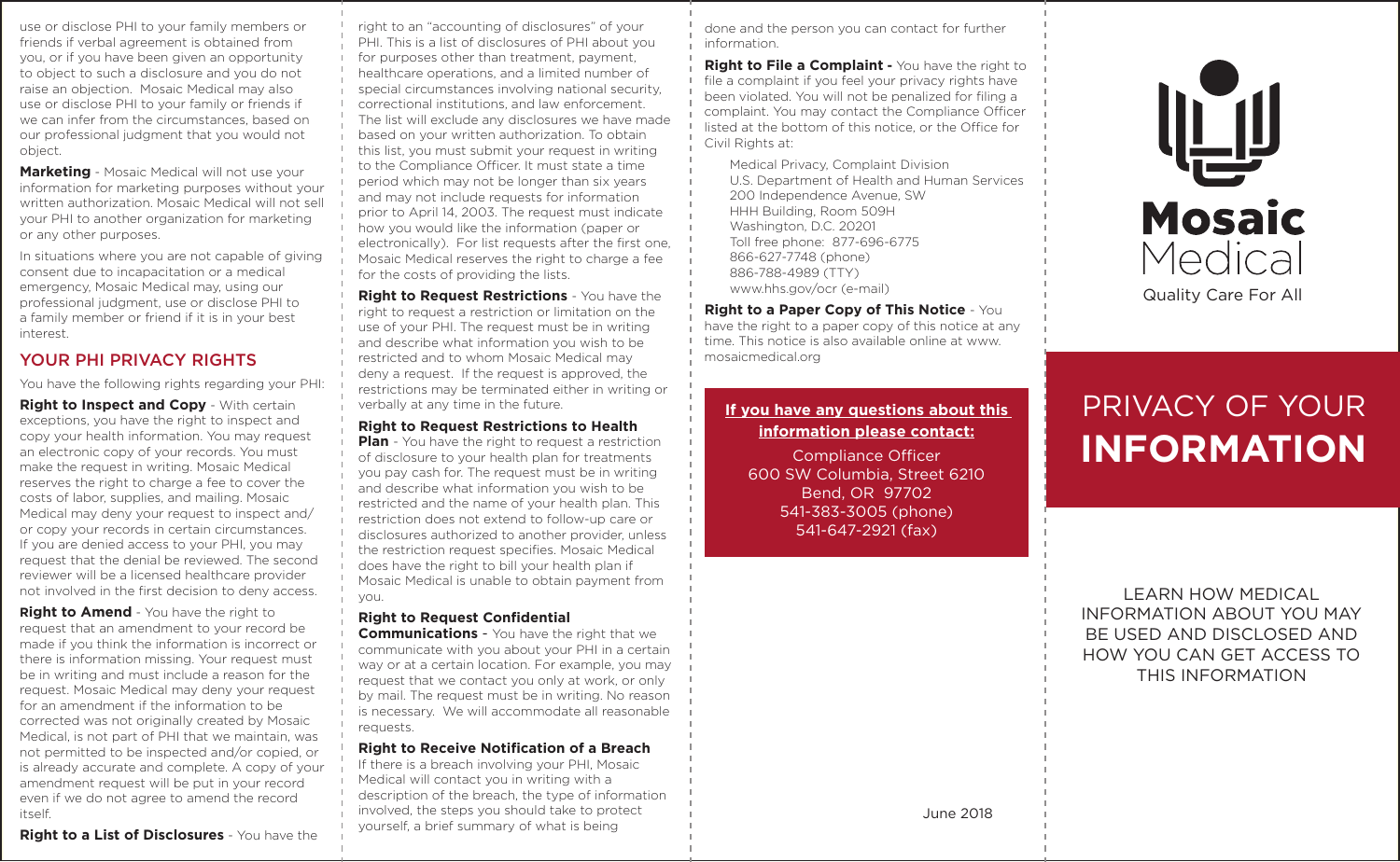use or disclose PHI to your family members or friends if verbal agreement is obtained from you, or if you have been given an opportunity to object to such a disclosure and you do not raise an objection. Mosaic Medical may also use or disclose PHI to your family or friends if we can infer from the circumstances, based on our professional judgment that you would not object.

**Marketing** - Mosaic Medical will not use your information for marketing purposes without your written authorization. Mosaic Medical will not sell your PHI to another organization for marketing or any other purposes.

In situations where you are not capable of giving consent due to incapacitation or a medical emergency, Mosaic Medical may, using our professional judgment, use or disclose PHI to a family member or friend if it is in your best interest.

## YOUR PHI PRIVACY RIGHTS

You have the following rights regarding your PHI:

**Right to Inspect and Copy** - With certain exceptions, you have the right to inspect and copy your health information. You may request an electronic copy of your records. You must make the request in writing. Mosaic Medical reserves the right to charge a fee to cover the costs of labor, supplies, and mailing. Mosaic Medical may deny your request to inspect and/or copy your records in certain circumstances. If you are denied access to your PHI, you may request that the denial be reviewed. The second reviewer will be a licensed healthcare provider not involved in the first decision to deny access.

**Right to Amend** - You have the right to request that an amendment to your record be made if you think the information is incorrect or there is information missing. Your request must be in writing and must include a reason for the request. Mosaic Medical may deny your request for an amendment if the information to be corrected was not originally created by Mosaic Medical, is not part of PHI that we maintain, was not permitted to be inspected and/or copied, or is already accurate and complete. A copy of your amendment request will be put in your record even if we do not agree to amend the record itself.

**Right to a List of Disclosures** - You have the right to an "accounting of disclosures" of your PHI. This is a list of disclosures of PHI about you for purposes other than treatment, payment, healthcare operations, and a limited number of special circumstances involving national security, correctional institutions, and law enforcement. The list will exclude any disclosures we have made based on your written authorization. To obtain this list, you must submit your request in writing to the Compliance Officer. It must state a time period which may not be longer than six years and may not include requests for information prior to April 14, 2003. The request must indicate how you would like the information (paper or electronically). For list requests after the first one, Mosaic Medical reserves the right to charge a fee for the costs of providing the lists.

**Right to Request Restrictions** - You have the right to request a restriction or limitation on the use of your PHI. The request must be in writing and describe what information you wish to be restricted and to whom Mosaic Medical may deny a request. If the request is approved, the restrictions may be terminated either in writing or verbally at any time in the future.

**Right to Request Restrictions to Health Plan** - You have the right to request a restriction of disclosure to your health plan for treatments you pay cash for. The request must be in writing and describe what information you wish to be restricted and the name of your health plan. This restriction does not extend to follow-up care or disclosures authorized to another provider, unless the restriction request specifies. Mosaic Medical does have the right to bill your health plan if Mosaic Medical is unable to obtain payment from you.

**Right to Request Confidential Communications** - You have the right that we communicate with you about your PHI in a certain way or at a certain location. For example, you may request that we contact you only at work, or only by mail. The request must be in writing. No reason is necessary. We will accommodate all reasonable requests.

**Right to Receive Notification of a Breach** If there is a breach involving your PHI, Mosaic Medical will contact you in writing with a description of the breach, the type of information involved, the steps you should take to protect yourself, a brief summary of what is being done and the person you can contact for further information.

**Right to File a Complaint** - You have the right to file a complaint if you feel your privacy rights have been violated. You will not be penalized for filing a complaint. You may contact the Compliance Officer listed at the bottom of this notice, or the Office for Civil Rights at:

Medical Privacy, Complaint Division
U.S. Department of Health and Human Services
200 Independence Avenue, SW
HHH Building, Room 509H
Washington, D.C. 20201
Toll free phone: 877-696-6775
866-627-7748 (phone)
886-788-4989 (TTY)
www.hhs.gov/ocr (e-mail)

**Right to a Paper Copy of This Notice** - You have the right to a paper copy of this notice at any time. This notice is also available online at www.mosaicmedical.org

**If you have any questions about this information please contact:**

Compliance Officer
600 SW Columbia, Street 6210
Bend, OR 97702
541-383-3005 (phone)
541-647-2921 (fax)

June 2018

**Mosaic** Medical

Quality Care For All

# PRIVACY OF YOUR **INFORMATION**

LEARN HOW MEDICAL INFORMATION ABOUT YOU MAY BE USED AND DISCLOSED AND HOW YOU CAN GET ACCESS TO THIS INFORMATION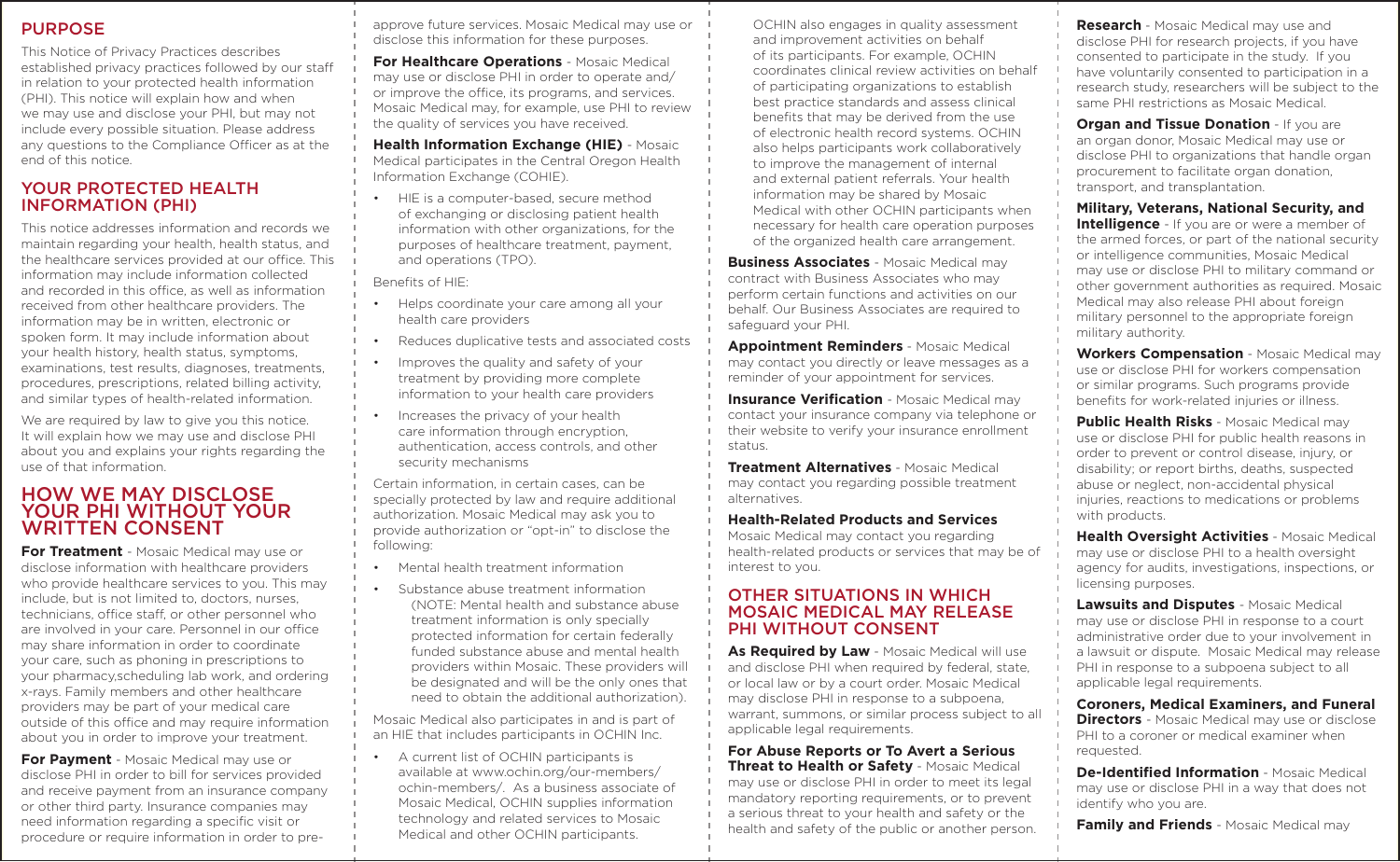## PURPOSE

This Notice of Privacy Practices describes established privacy practices followed by our staff in relation to your protected health information (PHI). This notice will explain how and when we may use and disclose your PHI, but may not include every possible situation. Please address any questions to the Compliance Officer as at the end of this notice.

## YOUR PROTECTED HEALTH INFORMATION (PHI)

This notice addresses information and records we maintain regarding your health, health status, and the healthcare services provided at our office. This information may include information collected and recorded in this office, as well as information received from other healthcare providers. The information may be in written, electronic or spoken form. It may include information about your health history, health status, symptoms, examinations, test results, diagnoses, treatments, procedures, prescriptions, related billing activity, and similar types of health-related information.

We are required by law to give you this notice. It will explain how we may use and disclose PHI about you and explains your rights regarding the use of that information.

## HOW WE MAY DISCLOSE YOUR PHI WITHOUT YOUR WRITTEN CONSENT

**For Treatment** - Mosaic Medical may use or disclose information with healthcare providers who provide healthcare services to you. This may include, but is not limited to, doctors, nurses, technicians, office staff, or other personnel who are involved in your care. Personnel in our office may share information in order to coordinate your care, such as phoning in prescriptions to your pharmacy,scheduling lab work, and ordering x-rays. Family members and other healthcare providers may be part of your medical care outside of this office and may require information about you in order to improve your treatment.

**For Payment** - Mosaic Medical may use or disclose PHI in order to bill for services provided and receive payment from an insurance company or other third party. Insurance companies may need information regarding a specific visit or procedure or require information in order to pre-approve future services. Mosaic Medical may use or disclose this information for these purposes.

**For Healthcare Operations** - Mosaic Medical may use or disclose PHI in order to operate and/or improve the office, its programs, and services. Mosaic Medical may, for example, use PHI to review the quality of services you have received.

**Health Information Exchange (HIE)** - Mosaic Medical participates in the Central Oregon Health Information Exchange (COHIE).

- HIE is a computer-based, secure method of exchanging or disclosing patient health information with other organizations, for the purposes of healthcare treatment, payment, and operations (TPO).

Benefits of HIE:

- Helps coordinate your care among all your health care providers
- Reduces duplicative tests and associated costs
- Improves the quality and safety of your treatment by providing more complete information to your health care providers
- Increases the privacy of your health care information through encryption, authentication, access controls, and other security mechanisms

Certain information, in certain cases, can be specially protected by law and require additional authorization. Mosaic Medical may ask you to provide authorization or "opt-in" to disclose the following:

- Mental health treatment information
- Substance abuse treatment information (NOTE: Mental health and substance abuse treatment information is only specially protected information for certain federally funded substance abuse and mental health providers within Mosaic. These providers will be designated and will be the only ones that need to obtain the additional authorization).

Mosaic Medical also participates in and is part of an HIE that includes participants in OCHIN Inc.

- A current list of OCHIN participants is available at www.ochin.org/our-members/ochin-members/. As a business associate of Mosaic Medical, OCHIN supplies information technology and related services to Mosaic Medical and other OCHIN participants.

  OCHIN also engages in quality assessment and improvement activities on behalf of its participants. For example, OCHIN coordinates clinical review activities on behalf of participating organizations to establish best practice standards and assess clinical benefits that may be derived from the use of electronic health record systems. OCHIN also helps participants work collaboratively to improve the management of internal and external patient referrals. Your health information may be shared by Mosaic Medical with other OCHIN participants when necessary for health care operation purposes of the organized health care arrangement.

**Business Associates** - Mosaic Medical may contract with Business Associates who may perform certain functions and activities on our behalf. Our Business Associates are required to safeguard your PHI.

**Appointment Reminders** - Mosaic Medical may contact you directly or leave messages as a reminder of your appointment for services.

**Insurance Verification** - Mosaic Medical may contact your insurance company via telephone or their website to verify your insurance enrollment status.

**Treatment Alternatives** - Mosaic Medical may contact you regarding possible treatment alternatives.

**Health-Related Products and Services**
Mosaic Medical may contact you regarding health-related products or services that may be of interest to you.

## OTHER SITUATIONS IN WHICH MOSAIC MEDICAL MAY RELEASE PHI WITHOUT CONSENT

**As Required by Law** - Mosaic Medical will use and disclose PHI when required by federal, state, or local law or by a court order. Mosaic Medical may disclose PHI in response to a subpoena, warrant, summons, or similar process subject to all applicable legal requirements.

**For Abuse Reports or To Avert a Serious Threat to Health or Safety** - Mosaic Medical may use or disclose PHI in order to meet its legal mandatory reporting requirements, or to prevent a serious threat to your health and safety or the health and safety of the public or another person.

**Research** - Mosaic Medical may use and disclose PHI for research projects, if you have consented to participate in the study. If you have voluntarily consented to participation in a research study, researchers will be subject to the same PHI restrictions as Mosaic Medical.

**Organ and Tissue Donation** - If you are an organ donor, Mosaic Medical may use or disclose PHI to organizations that handle organ procurement to facilitate organ donation, transport, and transplantation.

**Military, Veterans, National Security, and Intelligence** - If you are or were a member of the armed forces, or part of the national security or intelligence communities, Mosaic Medical may use or disclose PHI to military command or other government authorities as required. Mosaic Medical may also release PHI about foreign military personnel to the appropriate foreign military authority.

**Workers Compensation** - Mosaic Medical may use or disclose PHI for workers compensation or similar programs. Such programs provide benefits for work-related injuries or illness.

**Public Health Risks** - Mosaic Medical may use or disclose PHI for public health reasons in order to prevent or control disease, injury, or disability; or report births, deaths, suspected abuse or neglect, non-accidental physical injuries, reactions to medications or problems with products.

**Health Oversight Activities** - Mosaic Medical may use or disclose PHI to a health oversight agency for audits, investigations, inspections, or licensing purposes.

**Lawsuits and Disputes** - Mosaic Medical may use or disclose PHI in response to a court administrative order due to your involvement in a lawsuit or dispute. Mosaic Medical may release PHI in response to a subpoena subject to all applicable legal requirements.

**Coroners, Medical Examiners, and Funeral Directors** - Mosaic Medical may use or disclose PHI to a coroner or medical examiner when requested.

**De-Identified Information** - Mosaic Medical may use or disclose PHI in a way that does not identify who you are.

**Family and Friends** - Mosaic Medical may